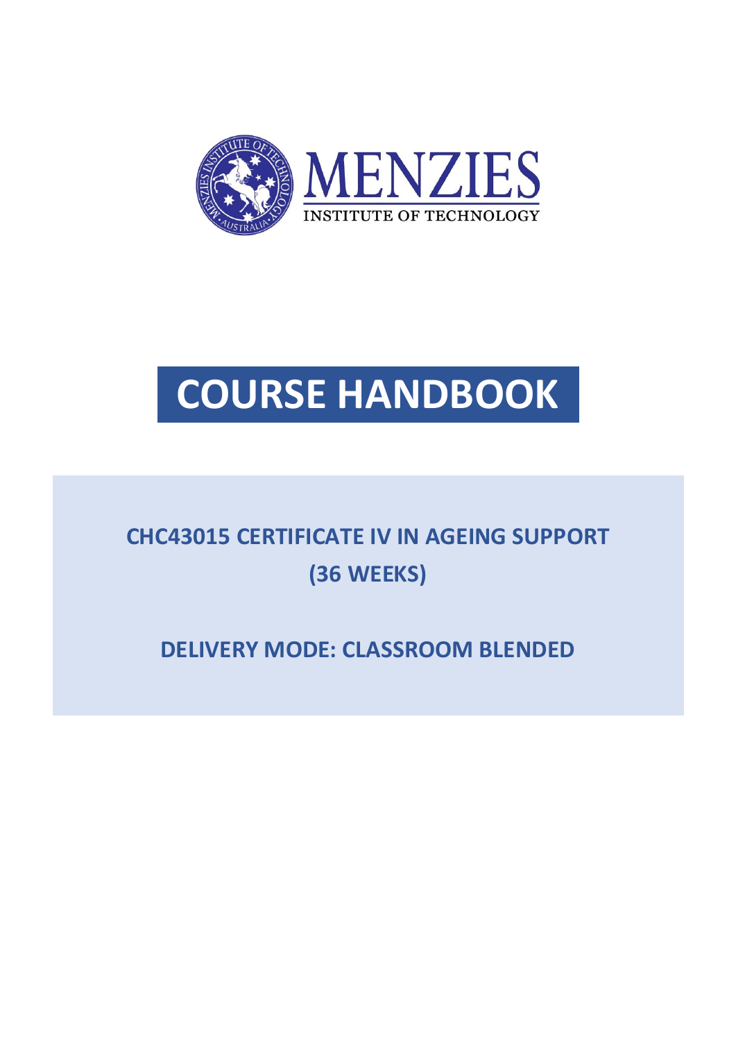MENZIES

INSTITUTE OF TECHNOLOGY

# COURSE HANDBOOK

## CHC43015 CERTIFICATE IV IN AGEING SUPPORT (36 WEEKS)

## DELIVERY MODE: CLASSROOM BLENDED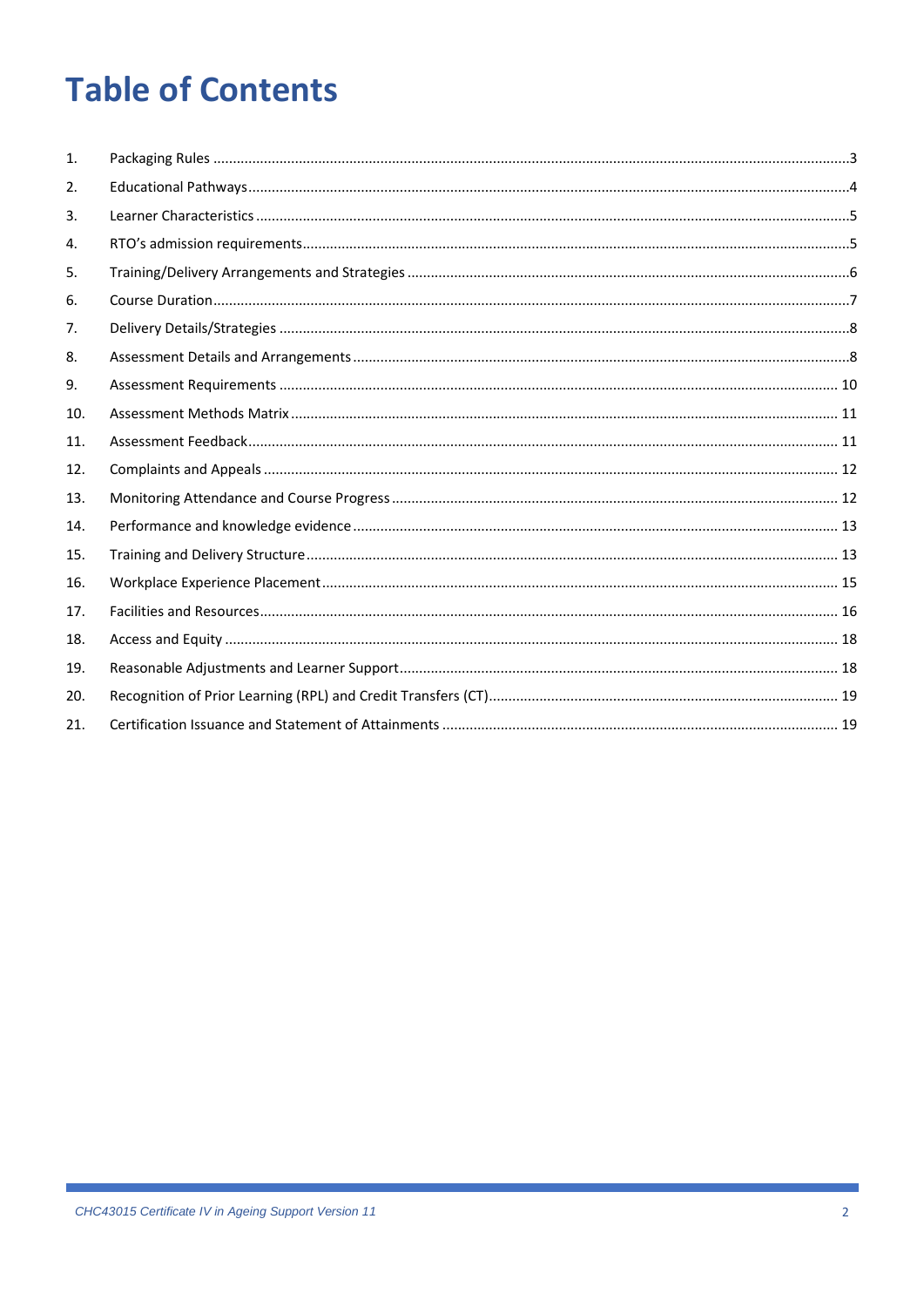# Table of Contents

1. Packaging Rules ........ 3
2. Educational Pathways ........ 4
3. Learner Characteristics ........ 5
4. RTO's admission requirements ........ 5
5. Training/Delivery Arrangements and Strategies ........ 6
6. Course Duration ........ 7
7. Delivery Details/Strategies ........ 8
8. Assessment Details and Arrangements ........ 8
9. Assessment Requirements ........ 10
10. Assessment Methods Matrix ........ 11
11. Assessment Feedback ........ 11
12. Complaints and Appeals ........ 12
13. Monitoring Attendance and Course Progress ........ 12
14. Performance and knowledge evidence ........ 13
15. Training and Delivery Structure ........ 13
16. Workplace Experience Placement ........ 15
17. Facilities and Resources ........ 16
18. Access and Equity ........ 18
19. Reasonable Adjustments and Learner Support ........ 18
20. Recognition of Prior Learning (RPL) and Credit Transfers (CT) ........ 19
21. Certification Issuance and Statement of Attainments ........ 19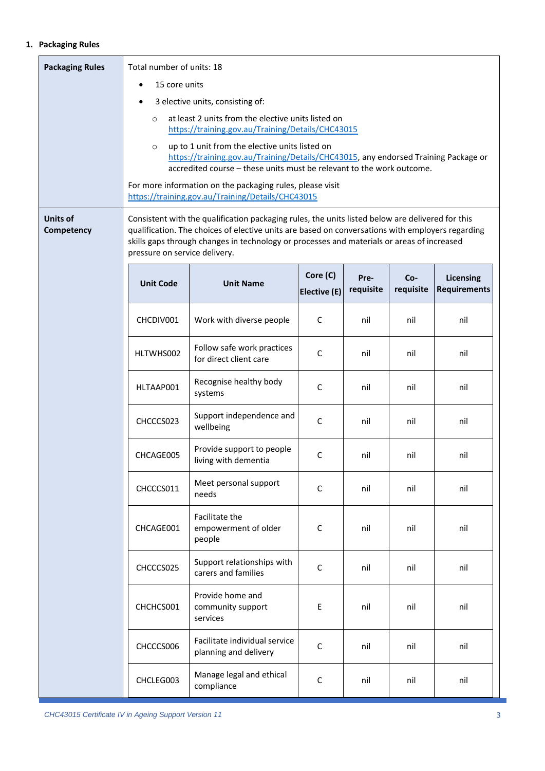## 1. Packaging Rules

| | |
|---|---|
| **Packaging Rules** | Total number of units: 18<br>• 15 core units<br>• 3 elective units, consisting of:<br>&nbsp;&nbsp;○ at least 2 units from the elective units listed on https://training.gov.au/Training/Details/CHC43015<br>&nbsp;&nbsp;○ up to 1 unit from the elective units listed on https://training.gov.au/Training/Details/CHC43015, any endorsed Training Package or accredited course – these units must be relevant to the work outcome.<br><br>For more information on the packaging rules, please visit https://training.gov.au/Training/Details/CHC43015 |
| **Units of Competency** | Consistent with the qualification packaging rules, the units listed below are delivered for this qualification. The choices of elective units are based on conversations with employers regarding skills gaps through changes in technology or processes and materials or areas of increased pressure on service delivery. |

| Unit Code | Unit Name | Core (C) Elective (E) | Pre-requisite | Co-requisite | Licensing Requirements |
|---|---|---|---|---|---|
| CHCDIV001 | Work with diverse people | C | nil | nil | nil |
| HLTWHS002 | Follow safe work practices for direct client care | C | nil | nil | nil |
| HLTAAP001 | Recognise healthy body systems | C | nil | nil | nil |
| CHCCCS023 | Support independence and wellbeing | C | nil | nil | nil |
| CHCAGE005 | Provide support to people living with dementia | C | nil | nil | nil |
| CHCCCS011 | Meet personal support needs | C | nil | nil | nil |
| CHCAGE001 | Facilitate the empowerment of older people | C | nil | nil | nil |
| CHCCCS025 | Support relationships with carers and families | C | nil | nil | nil |
| CHCHCS001 | Provide home and community support services | E | nil | nil | nil |
| CHCCCS006 | Facilitate individual service planning and delivery | C | nil | nil | nil |
| CHCLEG003 | Manage legal and ethical compliance | C | nil | nil | nil |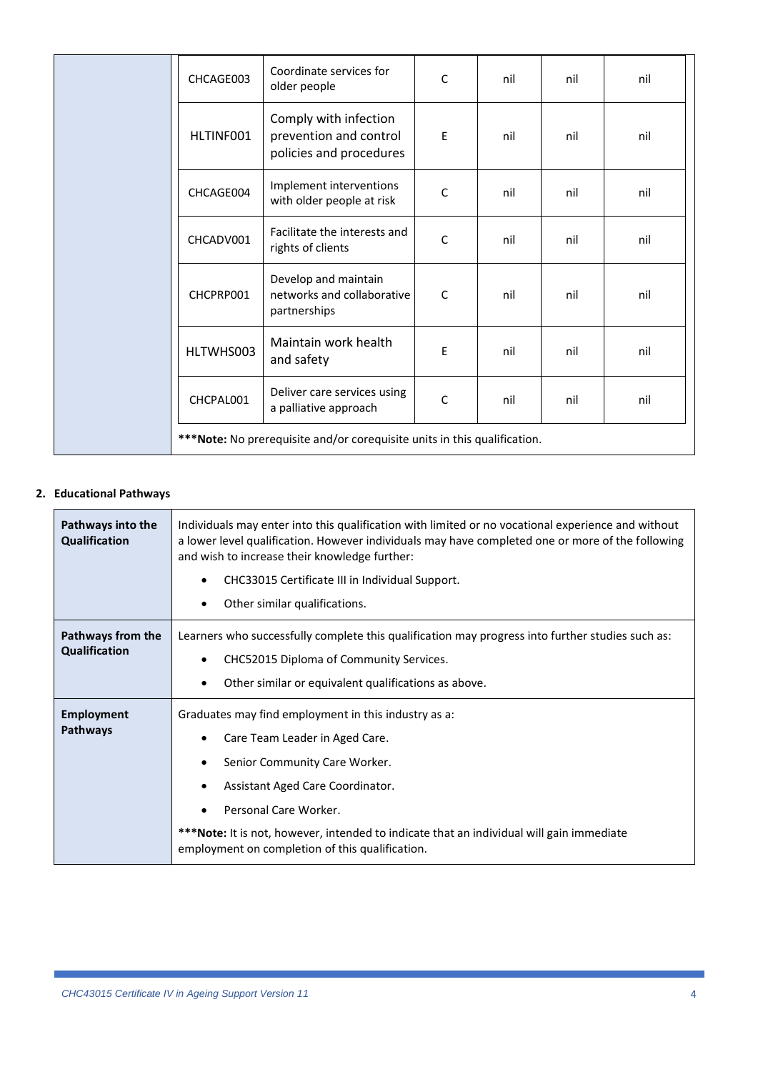|  | Code | Title | Type | | | |
|---|---|---|---|---|---|---|
|  | CHCAGE003 | Coordinate services for older people | C | nil | nil | nil |
|  | HLTINF001 | Comply with infection prevention and control policies and procedures | E | nil | nil | nil |
|  | CHCAGE004 | Implement interventions with older people at risk | C | nil | nil | nil |
|  | CHCADV001 | Facilitate the interests and rights of clients | C | nil | nil | nil |
|  | CHCPRP001 | Develop and maintain networks and collaborative partnerships | C | nil | nil | nil |
|  | HLTWHS003 | Maintain work health and safety | E | nil | nil | nil |
|  | CHCPAL001 | Deliver care services using a palliative approach | C | nil | nil | nil |

***Note:** No prerequisite and/or corequisite units in this qualification.

## 2. Educational Pathways

| | |
|---|---|
| **Pathways into the Qualification** | Individuals may enter into this qualification with limited or no vocational experience and without a lower level qualification. However individuals may have completed one or more of the following and wish to increase their knowledge further:<br>• CHC33015 Certificate III in Individual Support.<br>• Other similar qualifications. |
| **Pathways from the Qualification** | Learners who successfully complete this qualification may progress into further studies such as:<br>• CHC52015 Diploma of Community Services.<br>• Other similar or equivalent qualifications as above. |
| **Employment Pathways** | Graduates may find employment in this industry as a:<br>• Care Team Leader in Aged Care.<br>• Senior Community Care Worker.<br>• Assistant Aged Care Coordinator.<br>• Personal Care Worker.<br>***Note:** It is not, however, intended to indicate that an individual will gain immediate employment on completion of this qualification. |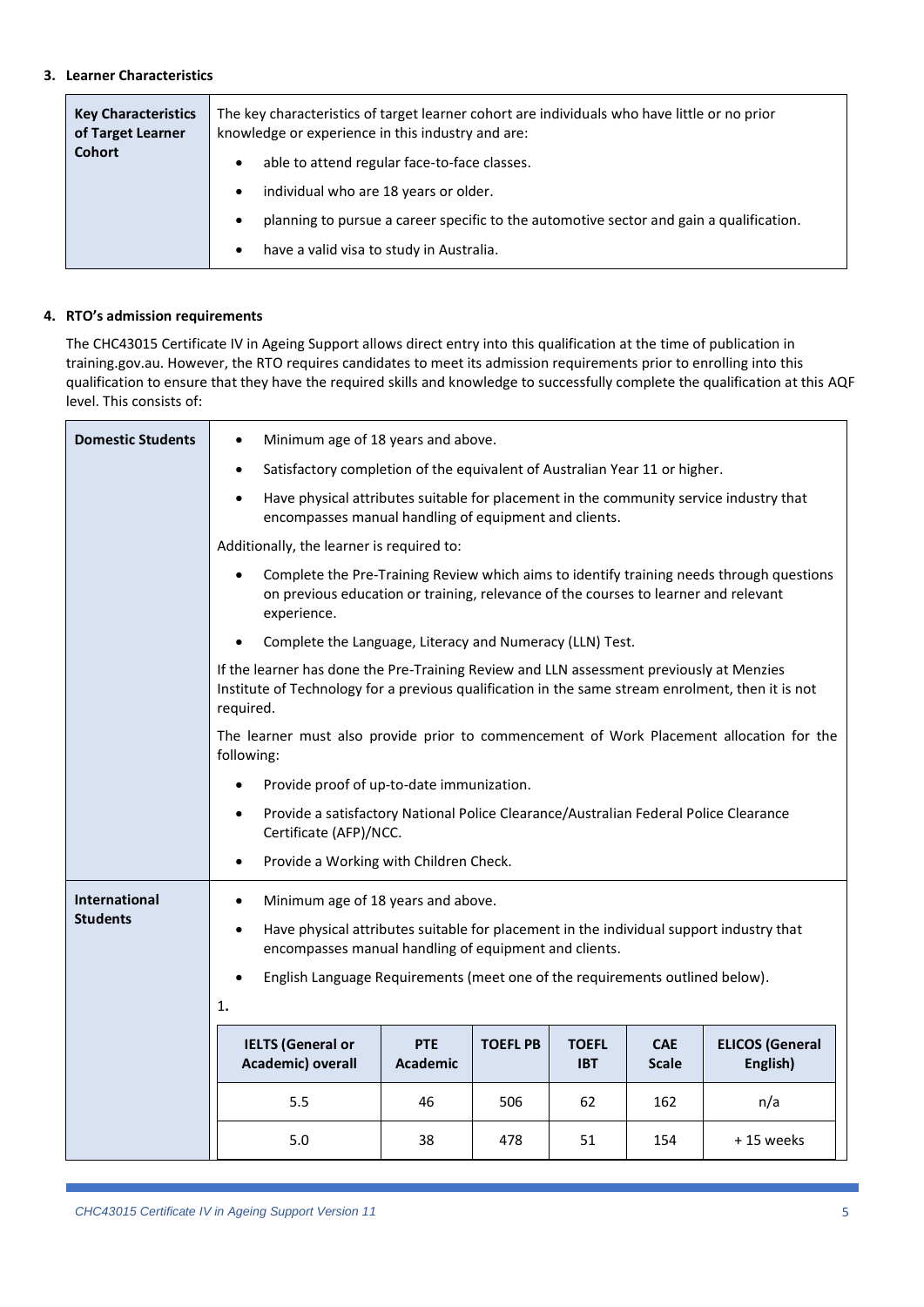## 3. Learner Characteristics

| Key Characteristics of Target Learner Cohort | The key characteristics of target learner cohort are individuals who have little or no prior knowledge or experience in this industry and are:<br>• able to attend regular face-to-face classes.<br>• individual who are 18 years or older.<br>• planning to pursue a career specific to the automotive sector and gain a qualification.<br>• have a valid visa to study in Australia. |
|---|---|

## 4. RTO's admission requirements

The CHC43015 Certificate IV in Ageing Support allows direct entry into this qualification at the time of publication in training.gov.au. However, the RTO requires candidates to meet its admission requirements prior to enrolling into this qualification to ensure that they have the required skills and knowledge to successfully complete the qualification at this AQF level. This consists of:

| | |
|---|---|
| **Domestic Students** | • Minimum age of 18 years and above.<br>• Satisfactory completion of the equivalent of Australian Year 11 or higher.<br>• Have physical attributes suitable for placement in the community service industry that encompasses manual handling of equipment and clients.<br><br>Additionally, the learner is required to:<br>• Complete the Pre-Training Review which aims to identify training needs through questions on previous education or training, relevance of the courses to learner and relevant experience.<br>• Complete the Language, Literacy and Numeracy (LLN) Test.<br><br>If the learner has done the Pre-Training Review and LLN assessment previously at Menzies Institute of Technology for a previous qualification in the same stream enrolment, then it is not required.<br><br>The learner must also provide prior to commencement of Work Placement allocation for the following:<br>• Provide proof of up-to-date immunization.<br>• Provide a satisfactory National Police Clearance/Australian Federal Police Clearance Certificate (AFP)/NCC.<br>• Provide a Working with Children Check. |
| **International Students** | • Minimum age of 18 years and above.<br>• Have physical attributes suitable for placement in the individual support industry that encompasses manual handling of equipment and clients.<br>• English Language Requirements (meet one of the requirements outlined below).<br><br>1. |

| IELTS (General or Academic) overall | PTE Academic | TOEFL PB | TOEFL IBT | CAE Scale | ELICOS (General English) |
|---|---|---|---|---|---|
| 5.5 | 46 | 506 | 62 | 162 | n/a |
| 5.0 | 38 | 478 | 51 | 154 | + 15 weeks |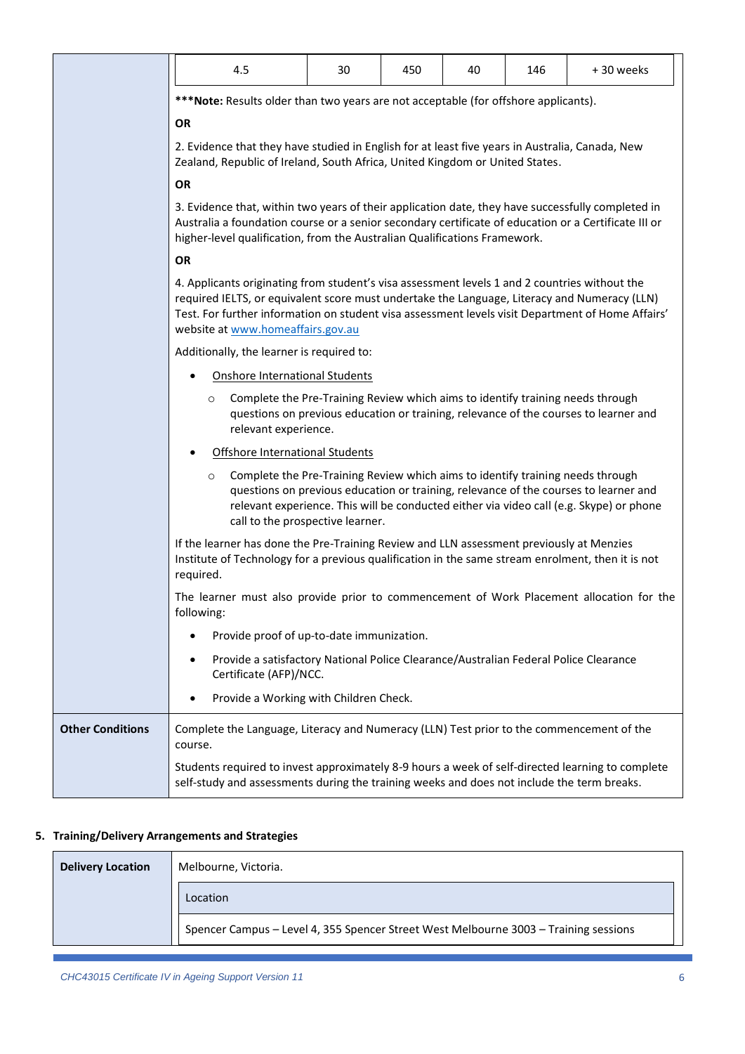| | |
|---|---|
| | 4.5 \| 30 \| 450 \| 40 \| 146 \| + 30 weeks |
| | ***Note: Results older than two years are not acceptable (for offshore applicants). |
| | **OR** |
| | 2. Evidence that they have studied in English for at least five years in Australia, Canada, New Zealand, Republic of Ireland, South Africa, United Kingdom or United States. |
| | **OR** |
| | 3. Evidence that, within two years of their application date, they have successfully completed in Australia a foundation course or a senior secondary certificate of education or a Certificate III or higher-level qualification, from the Australian Qualifications Framework. |
| | **OR** |
| | 4. Applicants originating from student's visa assessment levels 1 and 2 countries without the required IELTS, or equivalent score must undertake the Language, Literacy and Numeracy (LLN) Test. For further information on student visa assessment levels visit Department of Home Affairs' website at www.homeaffairs.gov.au |
| | Additionally, the learner is required to:<br>• Onshore International Students<br>  ○ Complete the Pre-Training Review which aims to identify training needs through questions on previous education or training, relevance of the courses to learner and relevant experience.<br>• Offshore International Students<br>  ○ Complete the Pre-Training Review which aims to identify training needs through questions on previous education or training, relevance of the courses to learner and relevant experience. This will be conducted either via video call (e.g. Skype) or phone call to the prospective learner. |
| | If the learner has done the Pre-Training Review and LLN assessment previously at Menzies Institute of Technology for a previous qualification in the same stream enrolment, then it is not required. |
| | The learner must also provide prior to commencement of Work Placement allocation for the following:<br>• Provide proof of up-to-date immunization.<br>• Provide a satisfactory National Police Clearance/Australian Federal Police Clearance Certificate (AFP)/NCC.<br>• Provide a Working with Children Check. |
| **Other Conditions** | Complete the Language, Literacy and Numeracy (LLN) Test prior to the commencement of the course.<br><br>Students required to invest approximately 8-9 hours a week of self-directed learning to complete self-study and assessments during the training weeks and does not include the term breaks. |

## 5. Training/Delivery Arrangements and Strategies

| | |
|---|---|
| **Delivery Location** | Melbourne, Victoria. |
| | Location |
| | Spencer Campus – Level 4, 355 Spencer Street West Melbourne 3003 – Training sessions |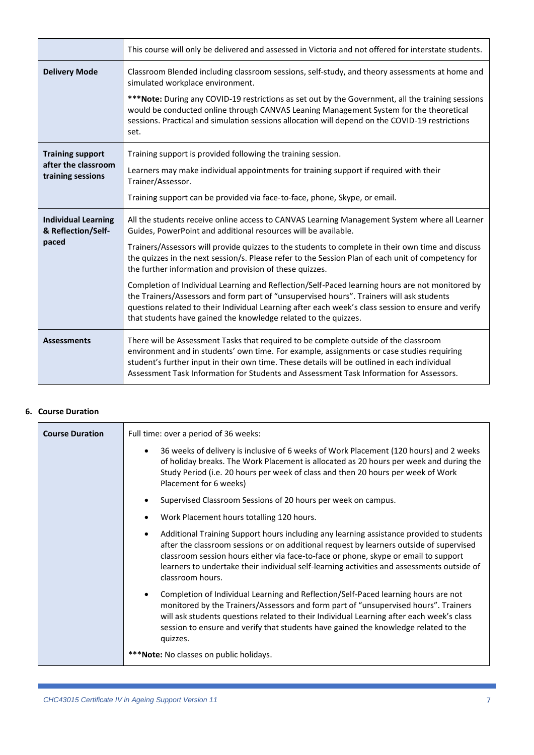| | |
|---|---|
| | This course will only be delivered and assessed in Victoria and not offered for interstate students. |
| **Delivery Mode** | Classroom Blended including classroom sessions, self-study, and theory assessments at home and simulated workplace environment.<br><br>*****Note:** During any COVID-19 restrictions as set out by the Government, all the training sessions would be conducted online through CANVAS Leaning Management System for the theoretical sessions. Practical and simulation sessions allocation will depend on the COVID-19 restrictions set. |
| **Training support after the classroom training sessions** | Training support is provided following the training session.<br><br>Learners may make individual appointments for training support if required with their Trainer/Assessor.<br><br>Training support can be provided via face-to-face, phone, Skype, or email. |
| **Individual Learning & Reflection/Self-paced** | All the students receive online access to CANVAS Learning Management System where all Learner Guides, PowerPoint and additional resources will be available.<br><br>Trainers/Assessors will provide quizzes to the students to complete in their own time and discuss the quizzes in the next session/s. Please refer to the Session Plan of each unit of competency for the further information and provision of these quizzes.<br><br>Completion of Individual Learning and Reflection/Self-Paced learning hours are not monitored by the Trainers/Assessors and form part of "unsupervised hours". Trainers will ask students questions related to their Individual Learning after each week's class session to ensure and verify that students have gained the knowledge related to the quizzes. |
| **Assessments** | There will be Assessment Tasks that required to be complete outside of the classroom environment and in students' own time. For example, assignments or case studies requiring student's further input in their own time. These details will be outlined in each individual Assessment Task Information for Students and Assessment Task Information for Assessors. |

**6. Course Duration**

| | |
|---|---|
| **Course Duration** | Full time: over a period of 36 weeks:<br><br>• 36 weeks of delivery is inclusive of 6 weeks of Work Placement (120 hours) and 2 weeks of holiday breaks. The Work Placement is allocated as 20 hours per week and during the Study Period (i.e. 20 hours per week of class and then 20 hours per week of Work Placement for 6 weeks)<br><br>• Supervised Classroom Sessions of 20 hours per week on campus.<br><br>• Work Placement hours totalling 120 hours.<br><br>• Additional Training Support hours including any learning assistance provided to students after the classroom sessions or on additional request by learners outside of supervised classroom session hours either via face-to-face or phone, skype or email to support learners to undertake their individual self-learning activities and assessments outside of classroom hours.<br><br>• Completion of Individual Learning and Reflection/Self-Paced learning hours are not monitored by the Trainers/Assessors and form part of "unsupervised hours". Trainers will ask students questions related to their Individual Learning after each week's class session to ensure and verify that students have gained the knowledge related to the quizzes.<br><br>*****Note:** No classes on public holidays. |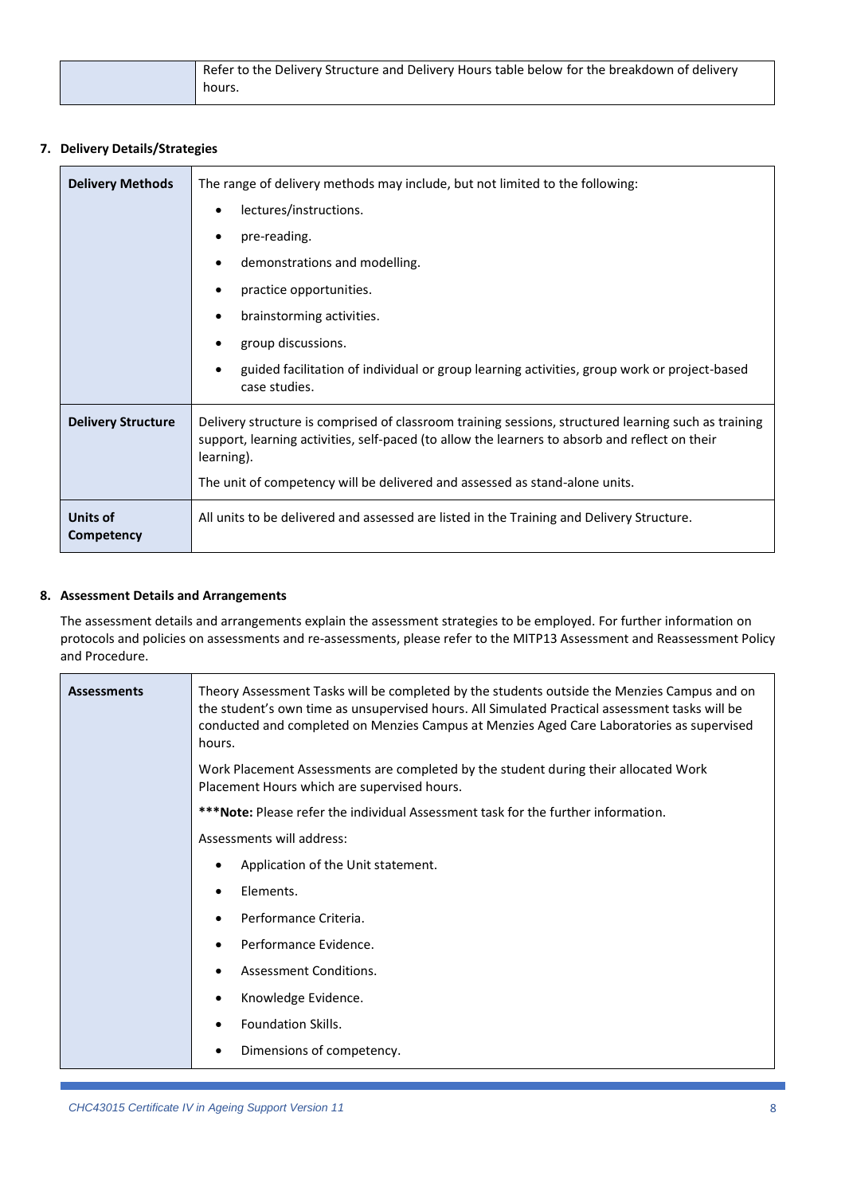| | Refer to the Delivery Structure and Delivery Hours table below for the breakdown of delivery hours. |
|---|---|

## 7. Delivery Details/Strategies

| | |
|---|---|
| **Delivery Methods** | The range of delivery methods may include, but not limited to the following:<br>• lectures/instructions.<br>• pre-reading.<br>• demonstrations and modelling.<br>• practice opportunities.<br>• brainstorming activities.<br>• group discussions.<br>• guided facilitation of individual or group learning activities, group work or project-based case studies. |
| **Delivery Structure** | Delivery structure is comprised of classroom training sessions, structured learning such as training support, learning activities, self-paced (to allow the learners to absorb and reflect on their learning).<br>The unit of competency will be delivered and assessed as stand-alone units. |
| **Units of Competency** | All units to be delivered and assessed are listed in the Training and Delivery Structure. |

## 8. Assessment Details and Arrangements

The assessment details and arrangements explain the assessment strategies to be employed. For further information on protocols and policies on assessments and re-assessments, please refer to the MITP13 Assessment and Reassessment Policy and Procedure.

| | |
|---|---|
| **Assessments** | Theory Assessment Tasks will be completed by the students outside the Menzies Campus and on the student's own time as unsupervised hours. All Simulated Practical assessment tasks will be conducted and completed on Menzies Campus at Menzies Aged Care Laboratories as supervised hours.<br>Work Placement Assessments are completed by the student during their allocated Work Placement Hours which are supervised hours.<br>***Note:** Please refer the individual Assessment task for the further information.<br>Assessments will address:<br>• Application of the Unit statement.<br>• Elements.<br>• Performance Criteria.<br>• Performance Evidence.<br>• Assessment Conditions.<br>• Knowledge Evidence.<br>• Foundation Skills.<br>• Dimensions of competency. |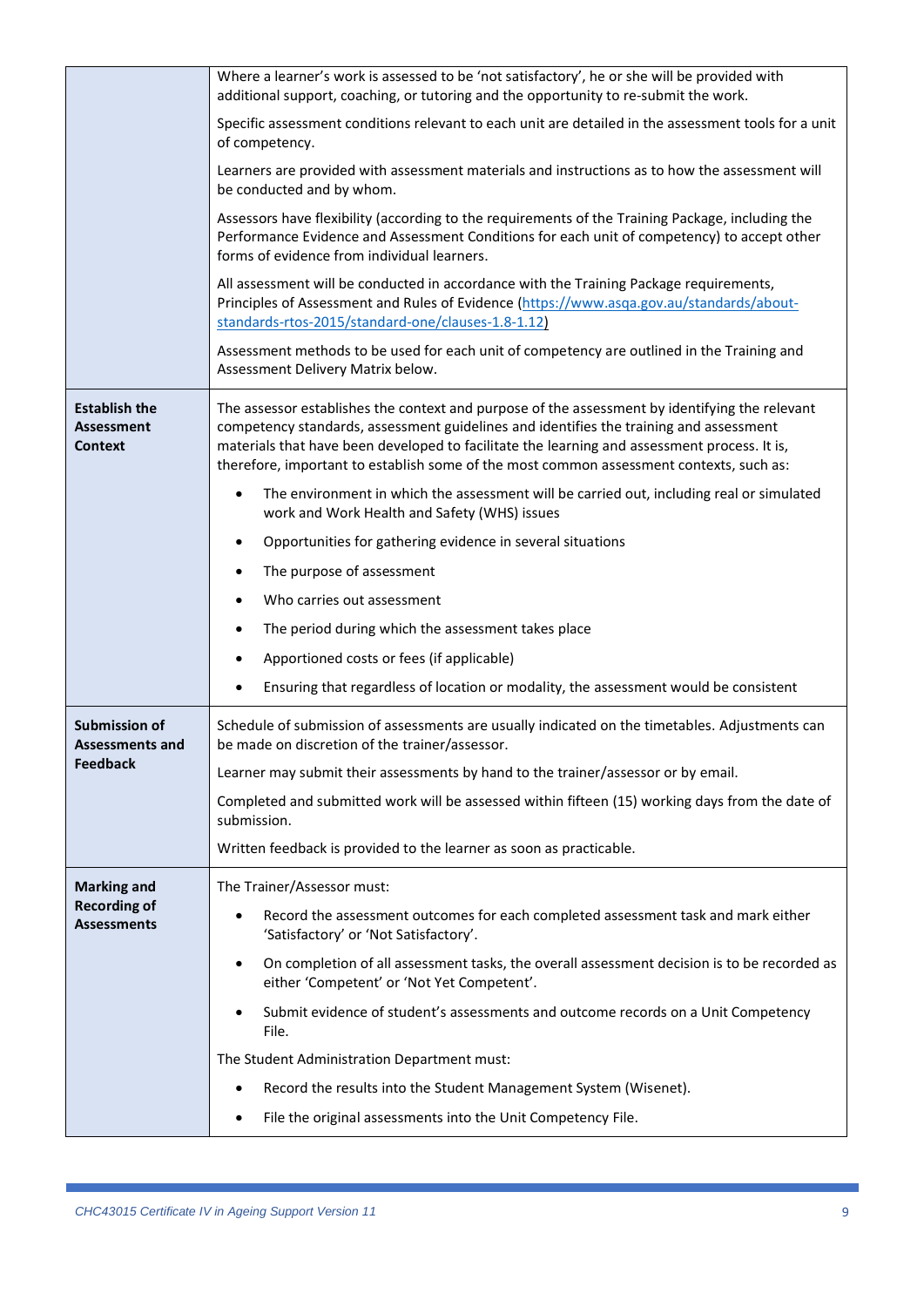| | |
|---|---|
| | Where a learner's work is assessed to be 'not satisfactory', he or she will be provided with additional support, coaching, or tutoring and the opportunity to re-submit the work.<br><br>Specific assessment conditions relevant to each unit are detailed in the assessment tools for a unit of competency.<br><br>Learners are provided with assessment materials and instructions as to how the assessment will be conducted and by whom.<br><br>Assessors have flexibility (according to the requirements of the Training Package, including the Performance Evidence and Assessment Conditions for each unit of competency) to accept other forms of evidence from individual learners.<br><br>All assessment will be conducted in accordance with the Training Package requirements, Principles of Assessment and Rules of Evidence (https://www.asqa.gov.au/standards/about-standards-rtos-2015/standard-one/clauses-1.8-1.12)<br><br>Assessment methods to be used for each unit of competency are outlined in the Training and Assessment Delivery Matrix below. |
| **Establish the Assessment Context** | The assessor establishes the context and purpose of the assessment by identifying the relevant competency standards, assessment guidelines and identifies the training and assessment materials that have been developed to facilitate the learning and assessment process. It is, therefore, important to establish some of the most common assessment contexts, such as:<br><br>• The environment in which the assessment will be carried out, including real or simulated work and Work Health and Safety (WHS) issues<br>• Opportunities for gathering evidence in several situations<br>• The purpose of assessment<br>• Who carries out assessment<br>• The period during which the assessment takes place<br>• Apportioned costs or fees (if applicable)<br>• Ensuring that regardless of location or modality, the assessment would be consistent |
| **Submission of Assessments and Feedback** | Schedule of submission of assessments are usually indicated on the timetables. Adjustments can be made on discretion of the trainer/assessor.<br><br>Learner may submit their assessments by hand to the trainer/assessor or by email.<br><br>Completed and submitted work will be assessed within fifteen (15) working days from the date of submission.<br><br>Written feedback is provided to the learner as soon as practicable. |
| **Marking and Recording of Assessments** | The Trainer/Assessor must:<br><br>• Record the assessment outcomes for each completed assessment task and mark either 'Satisfactory' or 'Not Satisfactory'.<br>• On completion of all assessment tasks, the overall assessment decision is to be recorded as either 'Competent' or 'Not Yet Competent'.<br>• Submit evidence of student's assessments and outcome records on a Unit Competency File.<br><br>The Student Administration Department must:<br><br>• Record the results into the Student Management System (Wisenet).<br>• File the original assessments into the Unit Competency File. |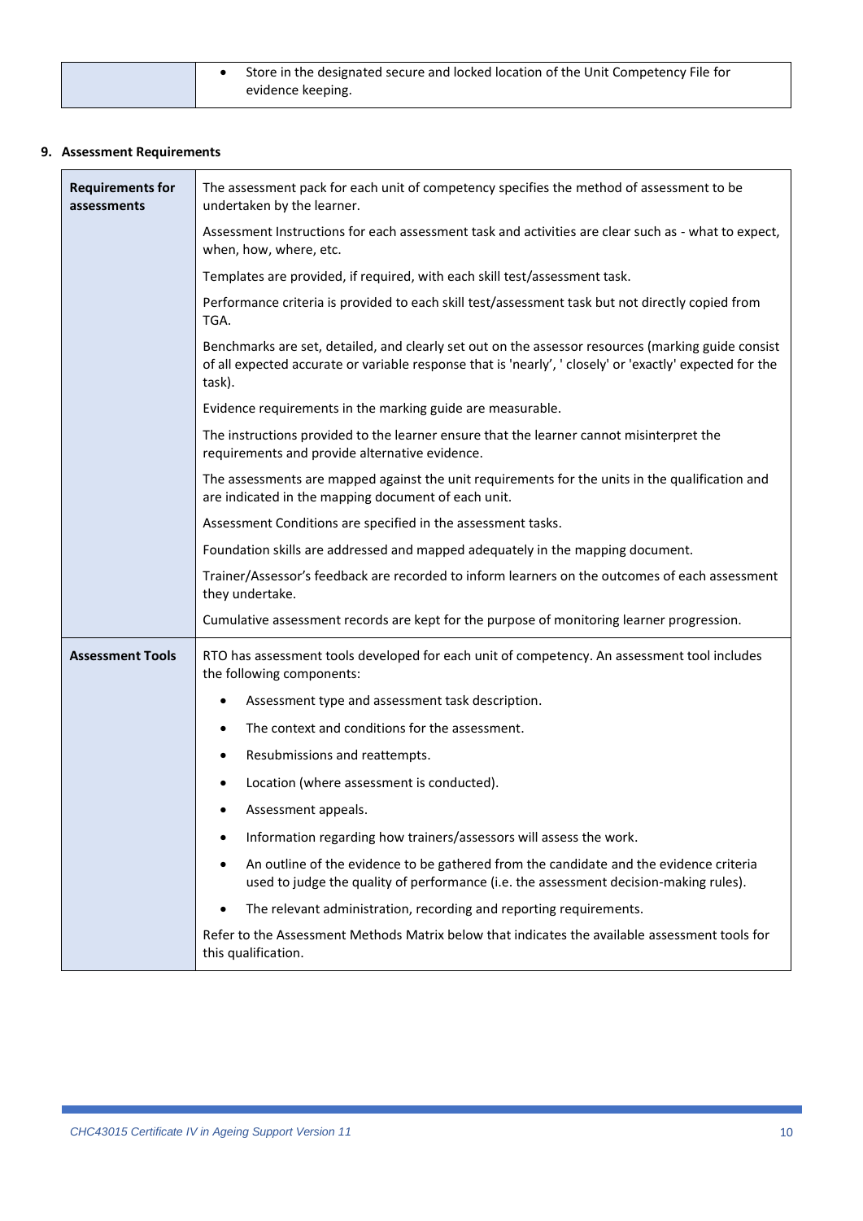| | |
|---|---|
| | • Store in the designated secure and locked location of the Unit Competency File for evidence keeping. |

**9. Assessment Requirements**

| | |
|---|---|
| **Requirements for assessments** | The assessment pack for each unit of competency specifies the method of assessment to be undertaken by the learner.<br><br>Assessment Instructions for each assessment task and activities are clear such as - what to expect, when, how, where, etc.<br><br>Templates are provided, if required, with each skill test/assessment task.<br><br>Performance criteria is provided to each skill test/assessment task but not directly copied from TGA.<br><br>Benchmarks are set, detailed, and clearly set out on the assessor resources (marking guide consist of all expected accurate or variable response that is 'nearly', ' closely' or 'exactly' expected for the task).<br><br>Evidence requirements in the marking guide are measurable.<br><br>The instructions provided to the learner ensure that the learner cannot misinterpret the requirements and provide alternative evidence.<br><br>The assessments are mapped against the unit requirements for the units in the qualification and are indicated in the mapping document of each unit.<br><br>Assessment Conditions are specified in the assessment tasks.<br><br>Foundation skills are addressed and mapped adequately in the mapping document.<br><br>Trainer/Assessor's feedback are recorded to inform learners on the outcomes of each assessment they undertake.<br><br>Cumulative assessment records are kept for the purpose of monitoring learner progression. |
| **Assessment Tools** | RTO has assessment tools developed for each unit of competency. An assessment tool includes the following components:<br><br>• Assessment type and assessment task description.<br>• The context and conditions for the assessment.<br>• Resubmissions and reattempts.<br>• Location (where assessment is conducted).<br>• Assessment appeals.<br>• Information regarding how trainers/assessors will assess the work.<br>• An outline of the evidence to be gathered from the candidate and the evidence criteria used to judge the quality of performance (i.e. the assessment decision-making rules).<br>• The relevant administration, recording and reporting requirements.<br><br>Refer to the Assessment Methods Matrix below that indicates the available assessment tools for this qualification. |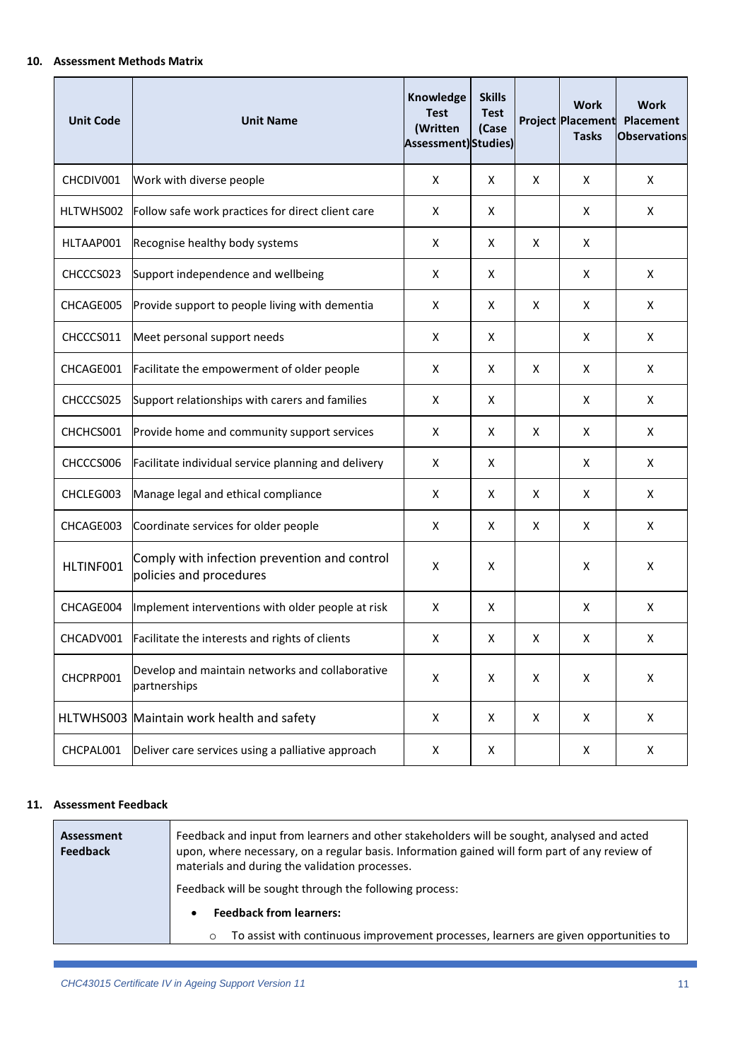**10. Assessment Methods Matrix**

| Unit Code | Unit Name | Knowledge Test (Written Assessment) | Skills Test (Case Studies) | Project | Work Placement Tasks | Work Placement Observations |
|---|---|---|---|---|---|---|
| CHCDIV001 | Work with diverse people | X | X | X | X | X |
| HLTWHS002 | Follow safe work practices for direct client care | X | X | | X | X |
| HLTAAP001 | Recognise healthy body systems | X | X | X | X | |
| CHCCCS023 | Support independence and wellbeing | X | X | | X | X |
| CHCAGE005 | Provide support to people living with dementia | X | X | X | X | X |
| CHCCCS011 | Meet personal support needs | X | X | | X | X |
| CHCAGE001 | Facilitate the empowerment of older people | X | X | X | X | X |
| CHCCCS025 | Support relationships with carers and families | X | X | | X | X |
| CHCHCS001 | Provide home and community support services | X | X | X | X | X |
| CHCCCS006 | Facilitate individual service planning and delivery | X | X | | X | X |
| CHCLEG003 | Manage legal and ethical compliance | X | X | X | X | X |
| CHCAGE003 | Coordinate services for older people | X | X | X | X | X |
| HLTINF001 | Comply with infection prevention and control policies and procedures | X | X | | X | X |
| CHCAGE004 | Implement interventions with older people at risk | X | X | | X | X |
| CHCADV001 | Facilitate the interests and rights of clients | X | X | X | X | X |
| CHCPRP001 | Develop and maintain networks and collaborative partnerships | X | X | X | X | X |
| HLTWHS003 | Maintain work health and safety | X | X | X | X | X |
| CHCPAL001 | Deliver care services using a palliative approach | X | X | | X | X |

**11. Assessment Feedback**

| | |
|---|---|
| **Assessment Feedback** | Feedback and input from learners and other stakeholders will be sought, analysed and acted upon, where necessary, on a regular basis. Information gained will form part of any review of materials and during the validation processes.<br><br>Feedback will be sought through the following process:<br><br>• **Feedback from learners:**<br>  ○ To assist with continuous improvement processes, learners are given opportunities to |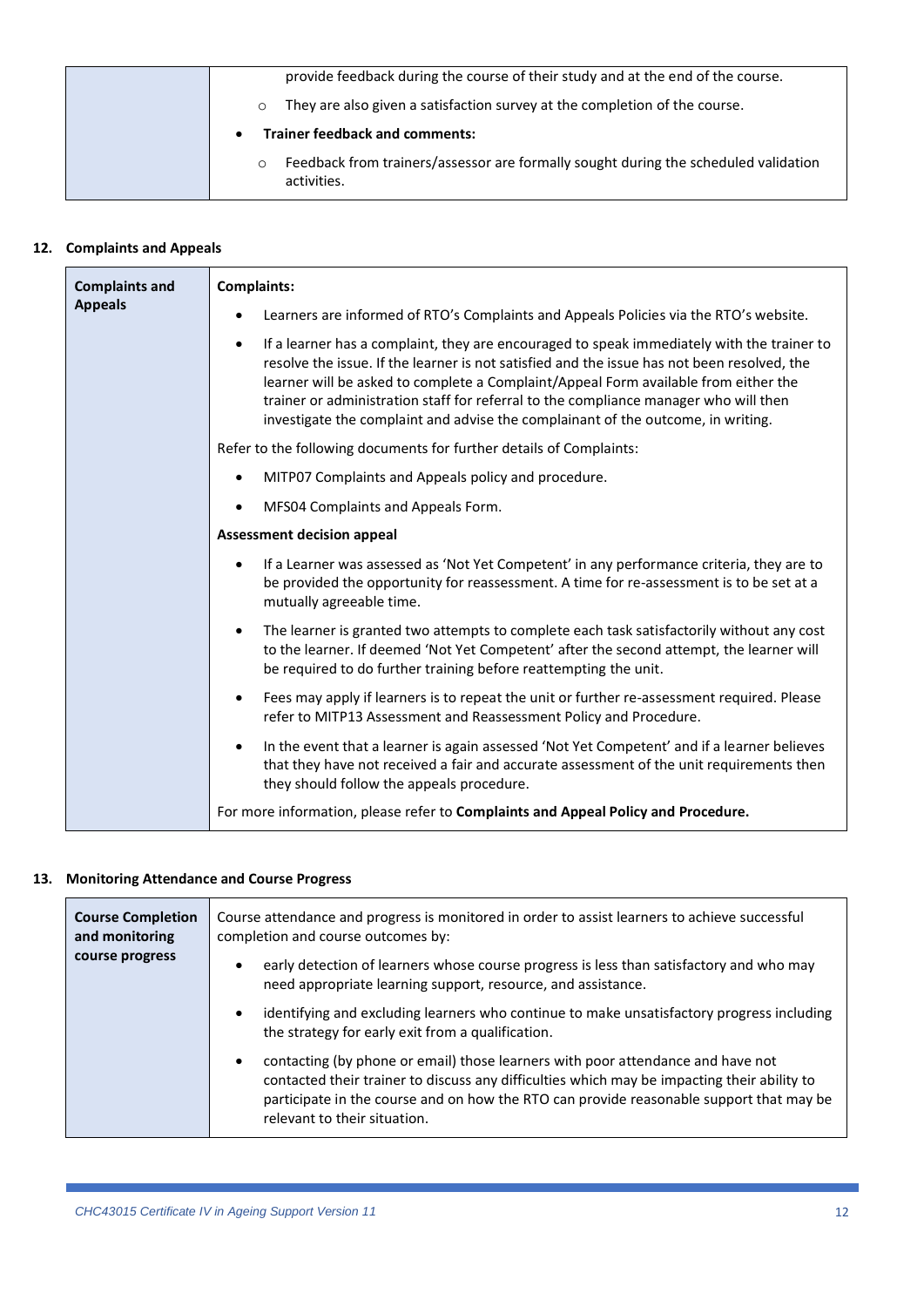| | |
|---|---|
| | provide feedback during the course of their study and at the end of the course.<br>◦ They are also given a satisfaction survey at the completion of the course.<br>• **Trainer feedback and comments:**<br>◦ Feedback from trainers/assessor are formally sought during the scheduled validation activities. |

## 12. Complaints and Appeals

| | |
|---|---|
| **Complaints and Appeals** | **Complaints:**<br>• Learners are informed of RTO's Complaints and Appeals Policies via the RTO's website.<br>• If a learner has a complaint, they are encouraged to speak immediately with the trainer to resolve the issue. If the learner is not satisfied and the issue has not been resolved, the learner will be asked to complete a Complaint/Appeal Form available from either the trainer or administration staff for referral to the compliance manager who will then investigate the complaint and advise the complainant of the outcome, in writing.<br>Refer to the following documents for further details of Complaints:<br>• MITP07 Complaints and Appeals policy and procedure.<br>• MFS04 Complaints and Appeals Form.<br>**Assessment decision appeal**<br>• If a Learner was assessed as 'Not Yet Competent' in any performance criteria, they are to be provided the opportunity for reassessment. A time for re-assessment is to be set at a mutually agreeable time.<br>• The learner is granted two attempts to complete each task satisfactorily without any cost to the learner. If deemed 'Not Yet Competent' after the second attempt, the learner will be required to do further training before reattempting the unit.<br>• Fees may apply if learners is to repeat the unit or further re-assessment required. Please refer to MITP13 Assessment and Reassessment Policy and Procedure.<br>• In the event that a learner is again assessed 'Not Yet Competent' and if a learner believes that they have not received a fair and accurate assessment of the unit requirements then they should follow the appeals procedure.<br>For more information, please refer to **Complaints and Appeal Policy and Procedure.** |

## 13. Monitoring Attendance and Course Progress

| | |
|---|---|
| **Course Completion and monitoring course progress** | Course attendance and progress is monitored in order to assist learners to achieve successful completion and course outcomes by:<br>• early detection of learners whose course progress is less than satisfactory and who may need appropriate learning support, resource, and assistance.<br>• identifying and excluding learners who continue to make unsatisfactory progress including the strategy for early exit from a qualification.<br>• contacting (by phone or email) those learners with poor attendance and have not contacted their trainer to discuss any difficulties which may be impacting their ability to participate in the course and on how the RTO can provide reasonable support that may be relevant to their situation. |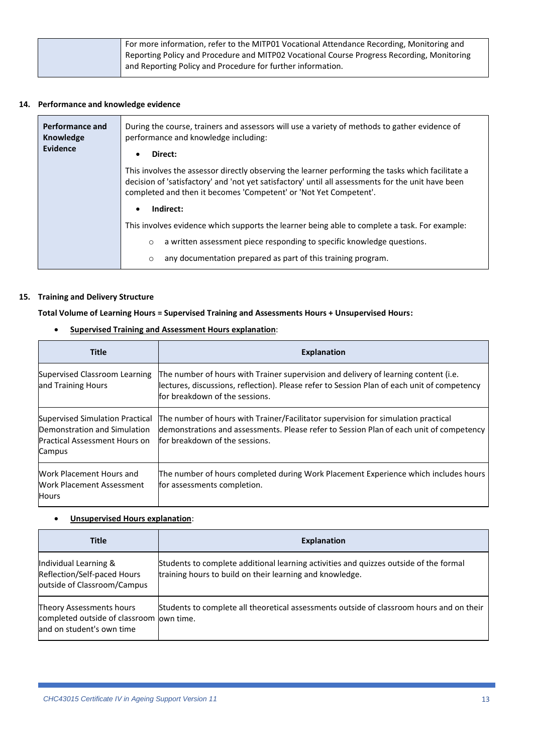| | For more information, refer to the MITP01 Vocational Attendance Recording, Monitoring and Reporting Policy and Procedure and MITP02 Vocational Course Progress Recording, Monitoring and Reporting Policy and Procedure for further information. |
|---|---|

## 14. Performance and knowledge evidence

| **Performance and Knowledge Evidence** | During the course, trainers and assessors will use a variety of methods to gather evidence of performance and knowledge including:<br>• **Direct:**<br>This involves the assessor directly observing the learner performing the tasks which facilitate a decision of 'satisfactory' and 'not yet satisfactory' until all assessments for the unit have been completed and then it becomes 'Competent' or 'Not Yet Competent'.<br>• **Indirect:**<br>This involves evidence which supports the learner being able to complete a task. For example:<br>○ a written assessment piece responding to specific knowledge questions.<br>○ any documentation prepared as part of this training program. |
|---|---|

## 15. Training and Delivery Structure

**Total Volume of Learning Hours = Supervised Training and Assessments Hours + Unsupervised Hours:**

- **Supervised Training and Assessment Hours explanation**:

| Title | Explanation |
|---|---|
| Supervised Classroom Learning and Training Hours | The number of hours with Trainer supervision and delivery of learning content (i.e. lectures, discussions, reflection). Please refer to Session Plan of each unit of competency for breakdown of the sessions. |
| Supervised Simulation Practical Demonstration and Simulation Practical Assessment Hours on Campus | The number of hours with Trainer/Facilitator supervision for simulation practical demonstrations and assessments. Please refer to Session Plan of each unit of competency for breakdown of the sessions. |
| Work Placement Hours and Work Placement Assessment Hours | The number of hours completed during Work Placement Experience which includes hours for assessments completion. |

- **Unsupervised Hours explanation**:

| Title | Explanation |
|---|---|
| Individual Learning & Reflection/Self-paced Hours outside of Classroom/Campus | Students to complete additional learning activities and quizzes outside of the formal training hours to build on their learning and knowledge. |
| Theory Assessments hours completed outside of classroom and on student's own time | Students to complete all theoretical assessments outside of classroom hours and on their own time. |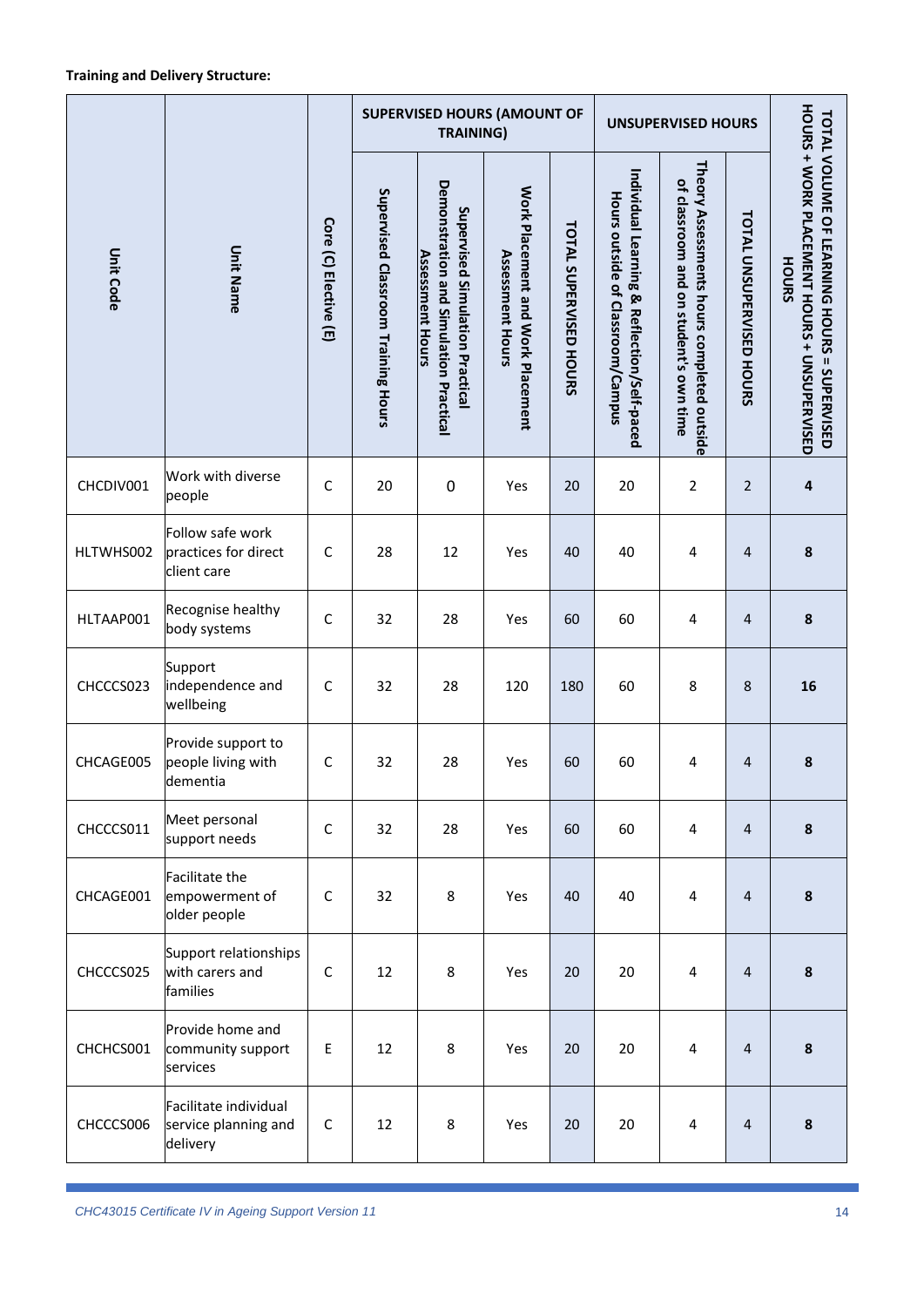**Training and Delivery Structure:**

| Unit Code | Unit Name | Core (C) Elective (E) | SUPERVISED HOURS (AMOUNT OF TRAINING) | | | | UNSUPERVISED HOURS | | | TOTAL VOLUME OF LEARNING HOURS = SUPERVISED HOURS + WORK PLACEMENT HOURS + UNSUPERVISED HOURS |
|---|---|---|---|---|---|---|---|---|---|---|
| | | | Supervised Classroom Training Hours | Supervised Simulation Practical Demonstration and Simulation Practical Assessment Hours | Work Placement and Work Placement Assessment Hours | TOTAL SUPERVISED HOURS | Individual Learning & Reflection/Self-paced Hours outside of Classroom/Campus | Theory Assessments hours completed outside of classroom and on student's own time | TOTAL UNSUPERVISED HOURS | |
| CHCDIV001 | Work with diverse people | C | 20 | 0 | Yes | 20 | 20 | 2 | 2 | **4** |
| HLTWHS002 | Follow safe work practices for direct client care | C | 28 | 12 | Yes | 40 | 40 | 4 | 4 | **8** |
| HLTAAP001 | Recognise healthy body systems | C | 32 | 28 | Yes | 60 | 60 | 4 | 4 | **8** |
| CHCCCS023 | Support independence and wellbeing | C | 32 | 28 | 120 | 180 | 60 | 8 | 8 | **16** |
| CHCAGE005 | Provide support to people living with dementia | C | 32 | 28 | Yes | 60 | 60 | 4 | 4 | **8** |
| CHCCCS011 | Meet personal support needs | C | 32 | 28 | Yes | 60 | 60 | 4 | 4 | **8** |
| CHCAGE001 | Facilitate the empowerment of older people | C | 32 | 8 | Yes | 40 | 40 | 4 | 4 | **8** |
| CHCCCS025 | Support relationships with carers and families | C | 12 | 8 | Yes | 20 | 20 | 4 | 4 | **8** |
| CHCHCS001 | Provide home and community support services | E | 12 | 8 | Yes | 20 | 20 | 4 | 4 | **8** |
| CHCCCS006 | Facilitate individual service planning and delivery | C | 12 | 8 | Yes | 20 | 20 | 4 | 4 | **8** |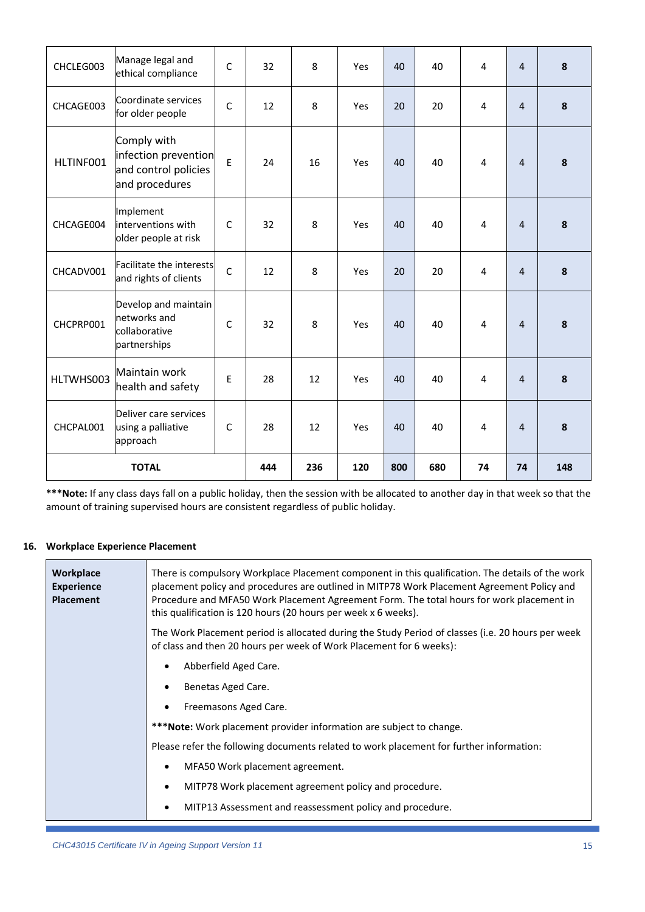| | | | | | | | | | | |
|---|---|---|---|---|---|---|---|---|---|---|
| CHCLEG003 | Manage legal and ethical compliance | C | 32 | 8 | Yes | 40 | 40 | 4 | 4 | **8** |
| CHCAGE003 | Coordinate services for older people | C | 12 | 8 | Yes | 20 | 20 | 4 | 4 | **8** |
| HLTINF001 | Comply with infection prevention and control policies and procedures | E | 24 | 16 | Yes | 40 | 40 | 4 | 4 | **8** |
| CHCAGE004 | Implement interventions with older people at risk | C | 32 | 8 | Yes | 40 | 40 | 4 | 4 | **8** |
| CHCADV001 | Facilitate the interests and rights of clients | C | 12 | 8 | Yes | 20 | 20 | 4 | 4 | **8** |
| CHCPRP001 | Develop and maintain networks and collaborative partnerships | C | 32 | 8 | Yes | 40 | 40 | 4 | 4 | **8** |
| HLTWHS003 | Maintain work health and safety | E | 28 | 12 | Yes | 40 | 40 | 4 | 4 | **8** |
| CHCPAL001 | Deliver care services using a palliative approach | C | 28 | 12 | Yes | 40 | 40 | 4 | 4 | **8** |
| **TOTAL** | | | **444** | **236** | **120** | **800** | **680** | **74** | **74** | **148** |

***Note:** If any class days fall on a public holiday, then the session with be allocated to another day in that week so that the amount of training supervised hours are consistent regardless of public holiday.

### 16. Workplace Experience Placement

| | |
|---|---|
| **Workplace Experience Placement** | There is compulsory Workplace Placement component in this qualification. The details of the work placement policy and procedures are outlined in MITP78 Work Placement Agreement Policy and Procedure and MFA50 Work Placement Agreement Form. The total hours for work placement in this qualification is 120 hours (20 hours per week x 6 weeks).<br><br>The Work Placement period is allocated during the Study Period of classes (i.e. 20 hours per week of class and then 20 hours per week of Work Placement for 6 weeks):<br>• Abberfield Aged Care.<br>• Benetas Aged Care.<br>• Freemasons Aged Care.<br><br>***Note:** Work placement provider information are subject to change.<br><br>Please refer the following documents related to work placement for further information:<br>• MFA50 Work placement agreement.<br>• MITP78 Work placement agreement policy and procedure.<br>• MITP13 Assessment and reassessment policy and procedure. |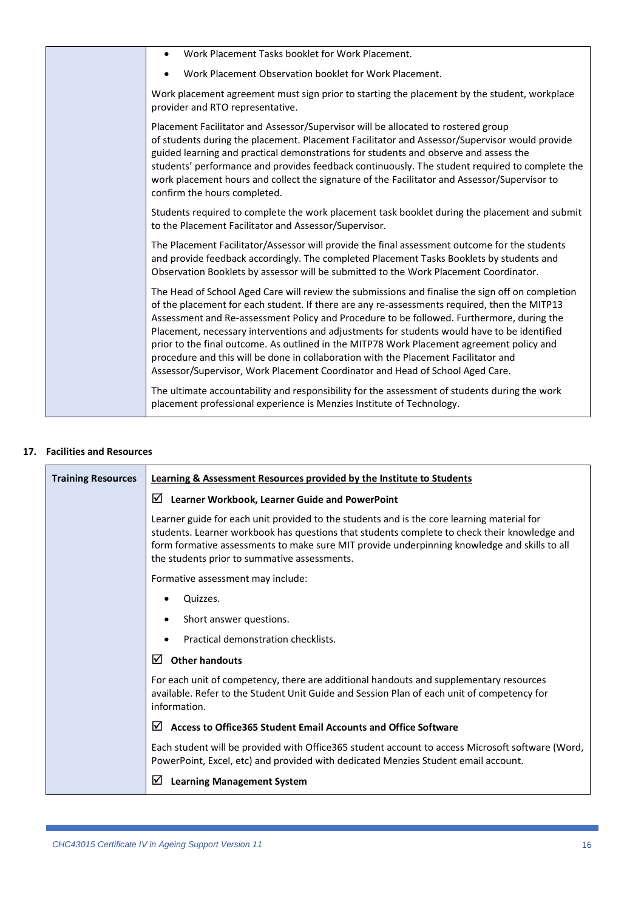| | |
|---|---|
| | • Work Placement Tasks booklet for Work Placement.<br>• Work Placement Observation booklet for Work Placement.<br><br>Work placement agreement must sign prior to starting the placement by the student, workplace provider and RTO representative.<br><br>Placement Facilitator and Assessor/Supervisor will be allocated to rostered group of students during the placement. Placement Facilitator and Assessor/Supervisor would provide guided learning and practical demonstrations for students and observe and assess the students' performance and provides feedback continuously. The student required to complete the work placement hours and collect the signature of the Facilitator and Assessor/Supervisor to confirm the hours completed.<br><br>Students required to complete the work placement task booklet during the placement and submit to the Placement Facilitator and Assessor/Supervisor.<br><br>The Placement Facilitator/Assessor will provide the final assessment outcome for the students and provide feedback accordingly. The completed Placement Tasks Booklets by students and Observation Booklets by assessor will be submitted to the Work Placement Coordinator.<br><br>The Head of School Aged Care will review the submissions and finalise the sign off on completion of the placement for each student. If there are any re-assessments required, then the MITP13 Assessment and Re-assessment Policy and Procedure to be followed. Furthermore, during the Placement, necessary interventions and adjustments for students would have to be identified prior to the final outcome. As outlined in the MITP78 Work Placement agreement policy and procedure and this will be done in collaboration with the Placement Facilitator and Assessor/Supervisor, Work Placement Coordinator and Head of School Aged Care.<br><br>The ultimate accountability and responsibility for the assessment of students during the work placement professional experience is Menzies Institute of Technology. |

## 17. Facilities and Resources

| **Training Resources** | **Learning & Assessment Resources provided by the Institute to Students** |
|---|---|
| | ☑ **Learner Workbook, Learner Guide and PowerPoint**<br><br>Learner guide for each unit provided to the students and is the core learning material for students. Learner workbook has questions that students complete to check their knowledge and form formative assessments to make sure MIT provide underpinning knowledge and skills to all the students prior to summative assessments.<br><br>Formative assessment may include:<br>• Quizzes.<br>• Short answer questions.<br>• Practical demonstration checklists.<br><br>☑ **Other handouts**<br><br>For each unit of competency, there are additional handouts and supplementary resources available. Refer to the Student Unit Guide and Session Plan of each unit of competency for information.<br><br>☑ **Access to Office365 Student Email Accounts and Office Software**<br><br>Each student will be provided with Office365 student account to access Microsoft software (Word, PowerPoint, Excel, etc) and provided with dedicated Menzies Student email account.<br><br>☑ **Learning Management System** |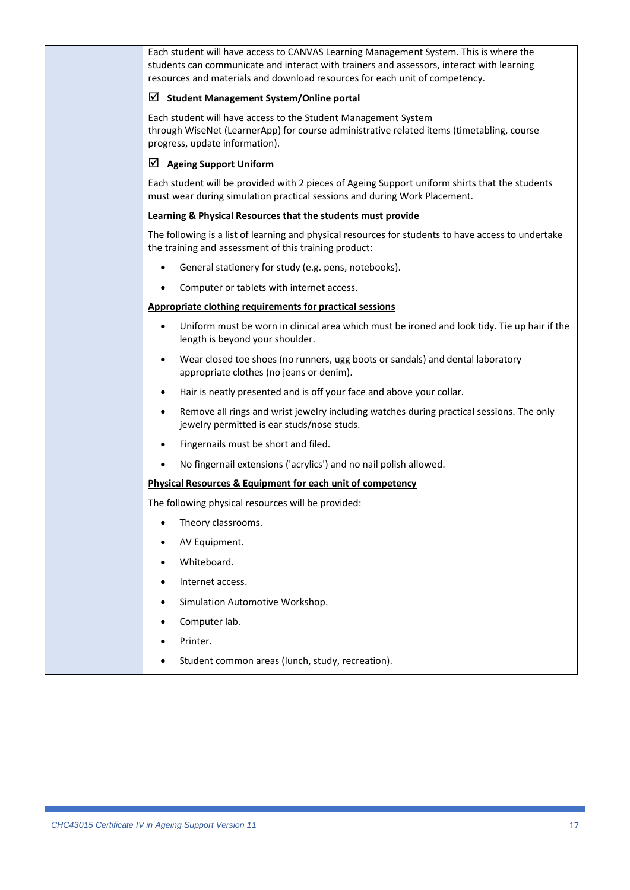| | Each student will have access to CANVAS Learning Management System. This is where the students can communicate and interact with trainers and assessors, interact with learning resources and materials and download resources for each unit of competency.<br><br>☑ **Student Management System/Online portal**<br><br>Each student will have access to the Student Management System through WiseNet (LearnerApp) for course administrative related items (timetabling, course progress, update information).<br><br>☑ **Ageing Support Uniform**<br><br>Each student will be provided with 2 pieces of Ageing Support uniform shirts that the students must wear during simulation practical sessions and during Work Placement.<br><br>**<u>Learning & Physical Resources that the students must provide</u>**<br><br>The following is a list of learning and physical resources for students to have access to undertake the training and assessment of this training product:<br><br>• General stationery for study (e.g. pens, notebooks).<br>• Computer or tablets with internet access.<br><br>**<u>Appropriate clothing requirements for practical sessions</u>**<br><br>• Uniform must be worn in clinical area which must be ironed and look tidy. Tie up hair if the length is beyond your shoulder.<br>• Wear closed toe shoes (no runners, ugg boots or sandals) and dental laboratory appropriate clothes (no jeans or denim).<br>• Hair is neatly presented and is off your face and above your collar.<br>• Remove all rings and wrist jewelry including watches during practical sessions. The only jewelry permitted is ear studs/nose studs.<br>• Fingernails must be short and filed.<br>• No fingernail extensions ('acrylics') and no nail polish allowed.<br><br>**<u>Physical Resources & Equipment for each unit of competency</u>**<br><br>The following physical resources will be provided:<br><br>• Theory classrooms.<br>• AV Equipment.<br>• Whiteboard.<br>• Internet access.<br>• Simulation Automotive Workshop.<br>• Computer lab.<br>• Printer.<br>• Student common areas (lunch, study, recreation). |
|---|---|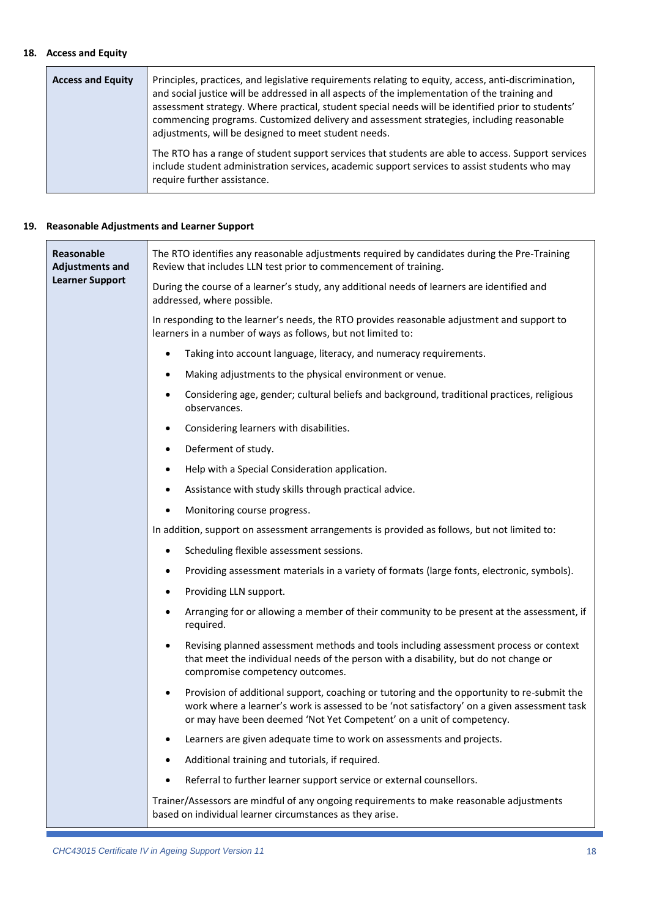## 18. Access and Equity

| Access and Equity | Principles, practices, and legislative requirements relating to equity, access, anti-discrimination, and social justice will be addressed in all aspects of the implementation of the training and assessment strategy. Where practical, student special needs will be identified prior to students' commencing programs. Customized delivery and assessment strategies, including reasonable adjustments, will be designed to meet student needs.<br><br>The RTO has a range of student support services that students are able to access. Support services include student administration services, academic support services to assist students who may require further assistance. |
|---|---|

## 19. Reasonable Adjustments and Learner Support

| Reasonable Adjustments and Learner Support | The RTO identifies any reasonable adjustments required by candidates during the Pre-Training Review that includes LLN test prior to commencement of training.<br><br>During the course of a learner's study, any additional needs of learners are identified and addressed, where possible.<br><br>In responding to the learner's needs, the RTO provides reasonable adjustment and support to learners in a number of ways as follows, but not limited to:<br>• Taking into account language, literacy, and numeracy requirements.<br>• Making adjustments to the physical environment or venue.<br>• Considering age, gender; cultural beliefs and background, traditional practices, religious observances.<br>• Considering learners with disabilities.<br>• Deferment of study.<br>• Help with a Special Consideration application.<br>• Assistance with study skills through practical advice.<br>• Monitoring course progress.<br><br>In addition, support on assessment arrangements is provided as follows, but not limited to:<br>• Scheduling flexible assessment sessions.<br>• Providing assessment materials in a variety of formats (large fonts, electronic, symbols).<br>• Providing LLN support.<br>• Arranging for or allowing a member of their community to be present at the assessment, if required.<br>• Revising planned assessment methods and tools including assessment process or context that meet the individual needs of the person with a disability, but do not change or compromise competency outcomes.<br>• Provision of additional support, coaching or tutoring and the opportunity to re-submit the work where a learner's work is assessed to be 'not satisfactory' on a given assessment task or may have been deemed 'Not Yet Competent' on a unit of competency.<br>• Learners are given adequate time to work on assessments and projects.<br>• Additional training and tutorials, if required.<br>• Referral to further learner support service or external counsellors.<br><br>Trainer/Assessors are mindful of any ongoing requirements to make reasonable adjustments based on individual learner circumstances as they arise. |
|---|---|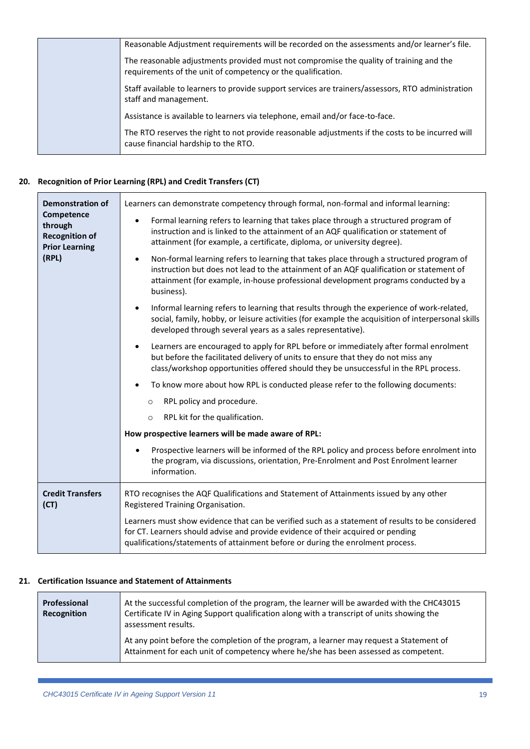| | |
|---|---|
| | Reasonable Adjustment requirements will be recorded on the assessments and/or learner's file.<br><br>The reasonable adjustments provided must not compromise the quality of training and the requirements of the unit of competency or the qualification.<br><br>Staff available to learners to provide support services are trainers/assessors, RTO administration staff and management.<br><br>Assistance is available to learners via telephone, email and/or face-to-face.<br><br>The RTO reserves the right to not provide reasonable adjustments if the costs to be incurred will cause financial hardship to the RTO. |

## 20. Recognition of Prior Learning (RPL) and Credit Transfers (CT)

| | |
|---|---|
| **Demonstration of Competence through Recognition of Prior Learning (RPL)** | Learners can demonstrate competency through formal, non-formal and informal learning:<br><br>• Formal learning refers to learning that takes place through a structured program of instruction and is linked to the attainment of an AQF qualification or statement of attainment (for example, a certificate, diploma, or university degree).<br><br>• Non-formal learning refers to learning that takes place through a structured program of instruction but does not lead to the attainment of an AQF qualification or statement of attainment (for example, in-house professional development programs conducted by a business).<br><br>• Informal learning refers to learning that results through the experience of work-related, social, family, hobby, or leisure activities (for example the acquisition of interpersonal skills developed through several years as a sales representative).<br><br>• Learners are encouraged to apply for RPL before or immediately after formal enrolment but before the facilitated delivery of units to ensure that they do not miss any class/workshop opportunities offered should they be unsuccessful in the RPL process.<br><br>• To know more about how RPL is conducted please refer to the following documents:<br>  ○ RPL policy and procedure.<br>  ○ RPL kit for the qualification.<br><br>**How prospective learners will be made aware of RPL:**<br><br>• Prospective learners will be informed of the RPL policy and process before enrolment into the program, via discussions, orientation, Pre-Enrolment and Post Enrolment learner information. |
| **Credit Transfers (CT)** | RTO recognises the AQF Qualifications and Statement of Attainments issued by any other Registered Training Organisation.<br><br>Learners must show evidence that can be verified such as a statement of results to be considered for CT. Learners should advise and provide evidence of their acquired or pending qualifications/statements of attainment before or during the enrolment process. |

## 21. Certification Issuance and Statement of Attainments

| | |
|---|---|
| **Professional Recognition** | At the successful completion of the program, the learner will be awarded with the CHC43015 Certificate IV in Aging Support qualification along with a transcript of units showing the assessment results.<br><br>At any point before the completion of the program, a learner may request a Statement of Attainment for each unit of competency where he/she has been assessed as competent. |